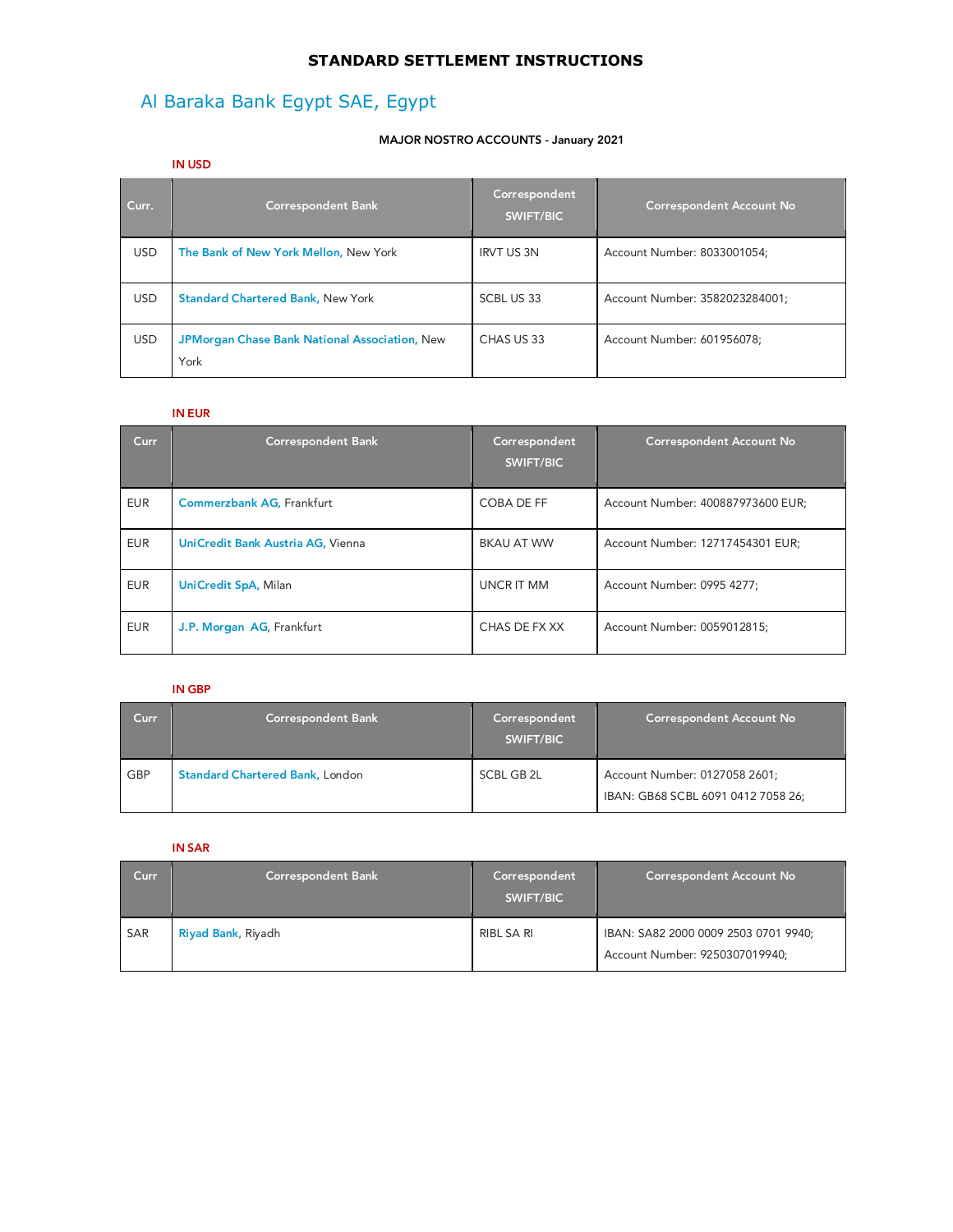# STANDARD SETTLEMENT INSTRUCTIONS

## Al Baraka Bank Egypt SAE, Egypt

**MAJOR NOSTRO ACCOUNTS - January 2021**

**IN USD**

| Curr. | Correspondent Bank | Correspondent SWIFT/BIC | Correspondent Account No |
|---|---|---|---|
| USD | The Bank of New York Mellon, New York | IRVT US 3N | Account Number: 8033001054; |
| USD | Standard Chartered Bank, New York | SCBL US 33 | Account Number: 3582023284001; |
| USD | JPMorgan Chase Bank National Association, New York | CHAS US 33 | Account Number: 601956078; |

**IN EUR**

| Curr | Correspondent Bank | Correspondent SWIFT/BIC | Correspondent Account No |
|---|---|---|---|
| EUR | Commerzbank AG, Frankfurt | COBA DE FF | Account Number: 400887973600 EUR; |
| EUR | UniCredit Bank Austria AG, Vienna | BKAU AT WW | Account Number: 12717454301 EUR; |
| EUR | UniCredit SpA, Milan | UNCR IT MM | Account Number: 0995 4277; |
| EUR | J.P. Morgan AG, Frankfurt | CHAS DE FX XX | Account Number: 0059012815; |

**IN GBP**

| Curr | Correspondent Bank | Correspondent SWIFT/BIC | Correspondent Account No |
|---|---|---|---|
| GBP | Standard Chartered Bank, London | SCBL GB 2L | Account Number: 0127058 2601; IBAN: GB68 SCBL 6091 0412 7058 26; |

**IN SAR**

| Curr | Correspondent Bank | Correspondent SWIFT/BIC | Correspondent Account No |
|---|---|---|---|
| SAR | Riyad Bank, Riyadh | RIBL SA RI | IBAN: SA82 2000 0009 2503 0701 9940; Account Number: 9250307019940; |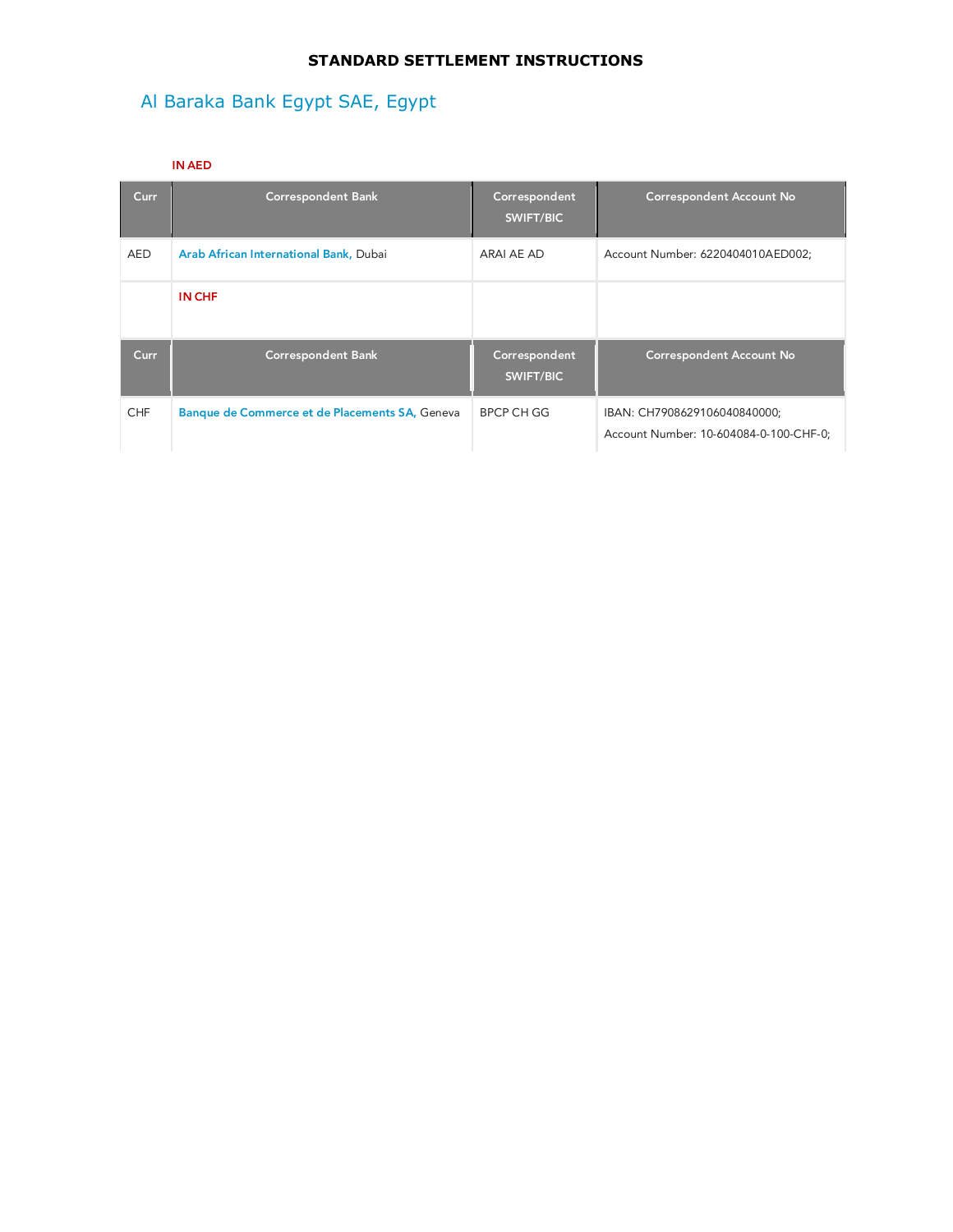**STANDARD SETTLEMENT INSTRUCTIONS**

## Al Baraka Bank Egypt SAE, Egypt

IN AED

| Curr | Correspondent Bank | Correspondent SWIFT/BIC | Correspondent Account No |
|---|---|---|---|
| AED | Arab African International Bank, Dubai | ARAI AE AD | Account Number: 6220404010AED002; |

IN CHF

| Curr | Correspondent Bank | Correspondent SWIFT/BIC | Correspondent Account No |
|---|---|---|---|
| CHF | Banque de Commerce et de Placements SA, Geneva | BPCP CH GG | IBAN: CH7908629106040840000;<br>Account Number: 10-604084-0-100-CHF-0; |